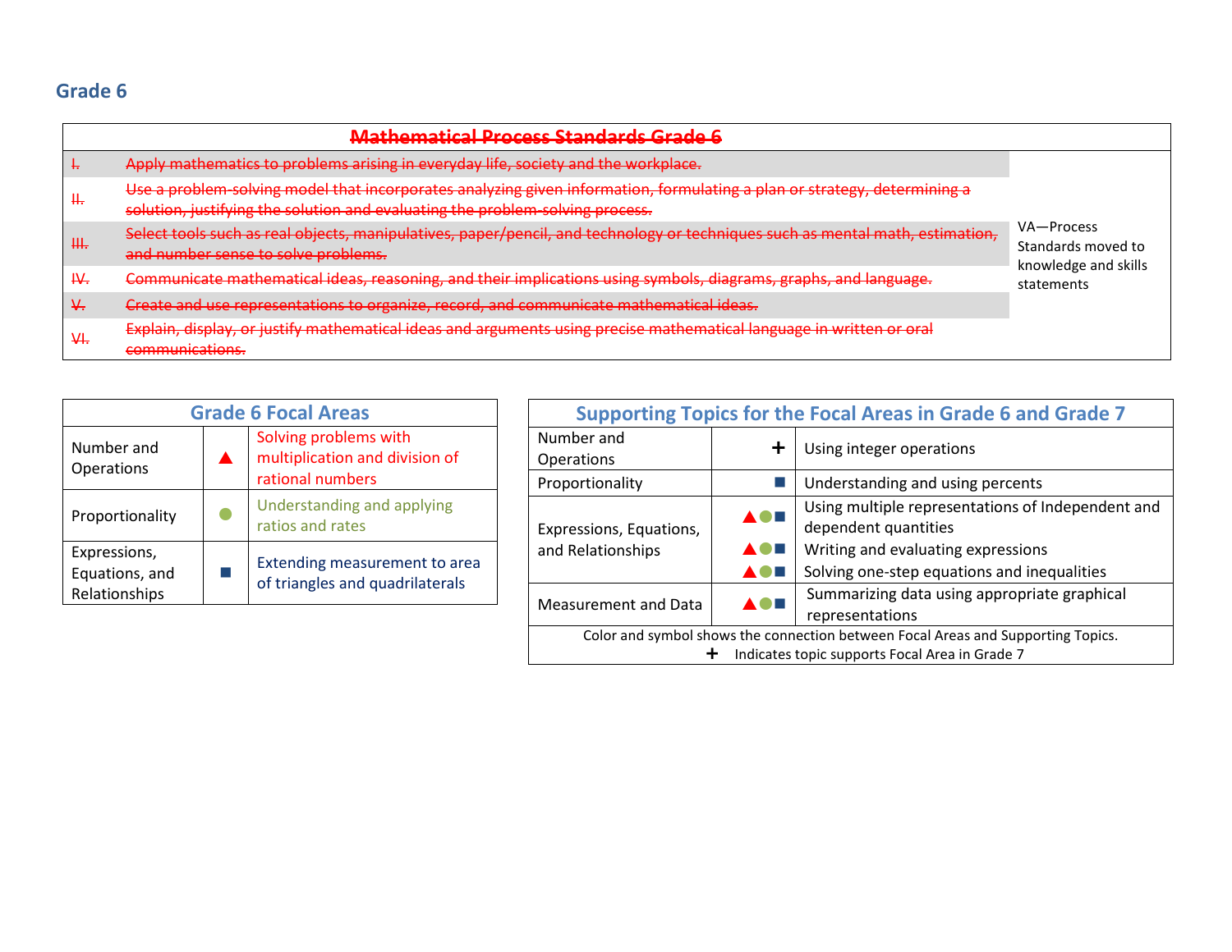## Grade 6

| ~~Mathematical Process Standards Grade 6~~ | | |
|---|---|---|
| ~~I.~~ | ~~Apply mathematics to problems arising in everyday life, society and the workplace.~~ | VA—Process Standards moved to knowledge and skills statements |
| ~~II.~~ | ~~Use a problem-solving model that incorporates analyzing given information, formulating a plan or strategy, determining a solution, justifying the solution and evaluating the problem-solving process.~~ | |
| ~~III.~~ | ~~Select tools such as real objects, manipulatives, paper/pencil, and technology or techniques such as mental math, estimation, and number sense to solve problems.~~ | |
| ~~IV.~~ | ~~Communicate mathematical ideas, reasoning, and their implications using symbols, diagrams, graphs, and language.~~ | |
| ~~V.~~ | ~~Create and use representations to organize, record, and communicate mathematical ideas.~~ | |
| ~~VI.~~ | ~~Explain, display, or justify mathematical ideas and arguments using precise mathematical language in written or oral communications.~~ | |

| Grade 6 Focal Areas | | |
|---|---|---|
| Number and Operations | ▲ | Solving problems with multiplication and division of rational numbers |
| Proportionality | ● | Understanding and applying ratios and rates |
| Expressions, Equations, and Relationships | ■ | Extending measurement to area of triangles and quadrilaterals |

| Supporting Topics for the Focal Areas in Grade 6 and Grade 7 | | |
|---|---|---|
| Number and Operations | + | Using integer operations |
| Proportionality | ■ | Understanding and using percents |
| Expressions, Equations, and Relationships | ▲●■ | Using multiple representations of Independent and dependent quantities |
| | ▲●■ | Writing and evaluating expressions |
| | ▲●■ | Solving one-step equations and inequalities |
| Measurement and Data | ▲●■ | Summarizing data using appropriate graphical representations |

Color and symbol shows the connection between Focal Areas and Supporting Topics.
+ Indicates topic supports Focal Area in Grade 7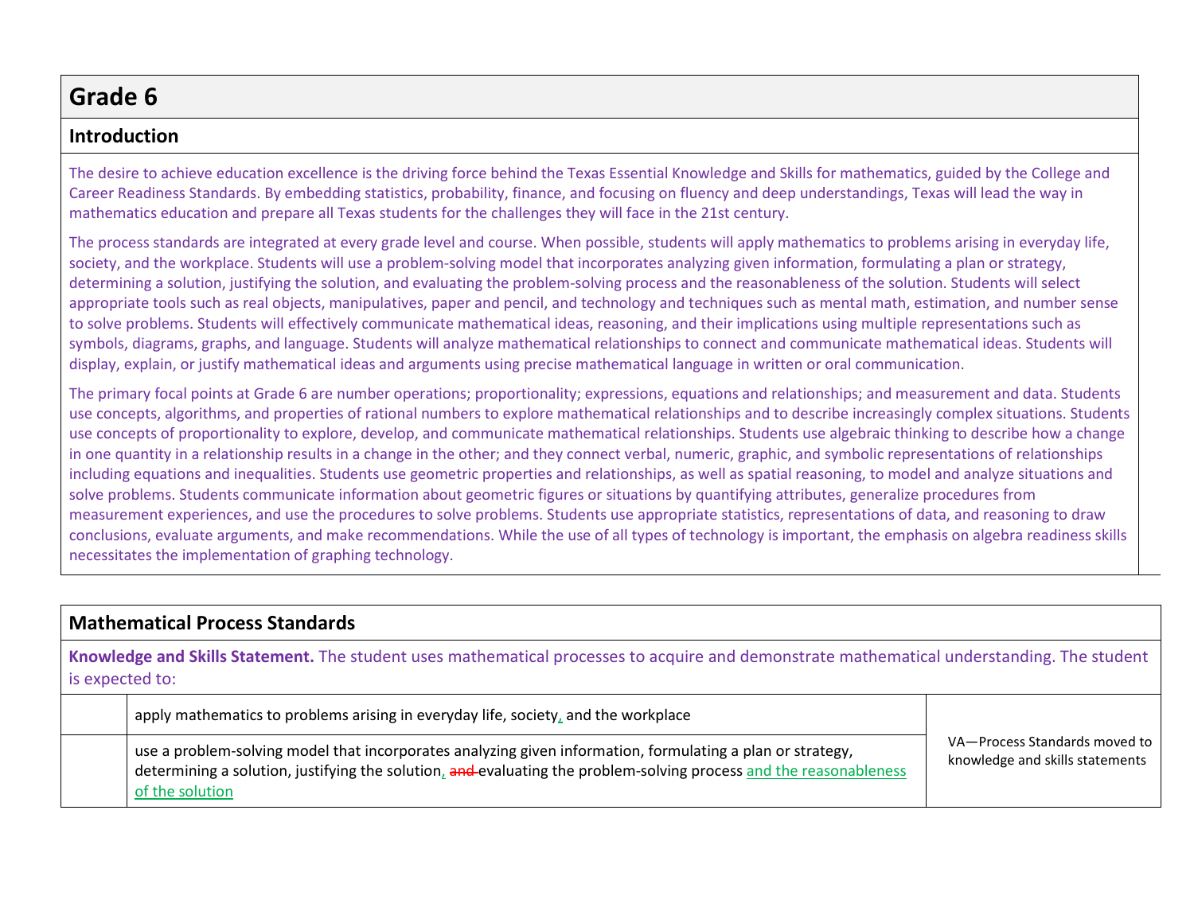# Grade 6

## Introduction

The desire to achieve education excellence is the driving force behind the Texas Essential Knowledge and Skills for mathematics, guided by the College and Career Readiness Standards. By embedding statistics, probability, finance, and focusing on fluency and deep understandings, Texas will lead the way in mathematics education and prepare all Texas students for the challenges they will face in the 21st century.

The process standards are integrated at every grade level and course. When possible, students will apply mathematics to problems arising in everyday life, society, and the workplace. Students will use a problem-solving model that incorporates analyzing given information, formulating a plan or strategy, determining a solution, justifying the solution, and evaluating the problem-solving process and the reasonableness of the solution. Students will select appropriate tools such as real objects, manipulatives, paper and pencil, and technology and techniques such as mental math, estimation, and number sense to solve problems. Students will effectively communicate mathematical ideas, reasoning, and their implications using multiple representations such as symbols, diagrams, graphs, and language. Students will analyze mathematical relationships to connect and communicate mathematical ideas. Students will display, explain, or justify mathematical ideas and arguments using precise mathematical language in written or oral communication.

The primary focal points at Grade 6 are number operations; proportionality; expressions, equations and relationships; and measurement and data. Students use concepts, algorithms, and properties of rational numbers to explore mathematical relationships and to describe increasingly complex situations. Students use concepts of proportionality to explore, develop, and communicate mathematical relationships. Students use algebraic thinking to describe how a change in one quantity in a relationship results in a change in the other; and they connect verbal, numeric, graphic, and symbolic representations of relationships including equations and inequalities. Students use geometric properties and relationships, as well as spatial reasoning, to model and analyze situations and solve problems. Students communicate information about geometric figures or situations by quantifying attributes, generalize procedures from measurement experiences, and use the procedures to solve problems. Students use appropriate statistics, representations of data, and reasoning to draw conclusions, evaluate arguments, and make recommendations. While the use of all types of technology is important, the emphasis on algebra readiness skills necessitates the implementation of graphing technology.

## Mathematical Process Standards

**Knowledge and Skills Statement.** The student uses mathematical processes to acquire and demonstrate mathematical understanding. The student is expected to:

| | | |
|---|---|---|
| | apply mathematics to problems arising in everyday life, society, and the workplace | VA—Process Standards moved to knowledge and skills statements |
| | use a problem-solving model that incorporates analyzing given information, formulating a plan or strategy, determining a solution, justifying the solution, ~~and~~ evaluating the problem-solving process and the reasonableness of the solution | |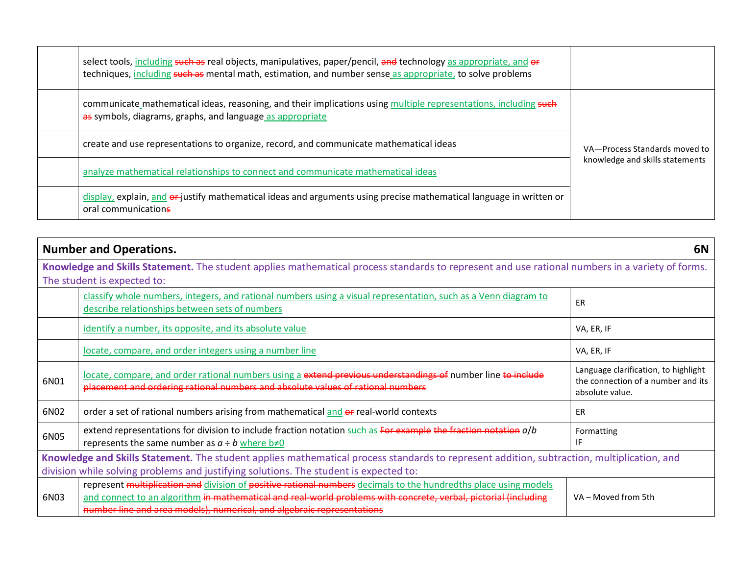| | | |
|---|---|---|
| | select tools, including ~~such as~~ real objects, manipulatives, paper/pencil, ~~and~~ technology as appropriate, and ~~or~~ techniques, including ~~such as~~ mental math, estimation, and number sense as appropriate, to solve problems | |
| | communicate mathematical ideas, reasoning, and their implications using multiple representations, including ~~such as~~ symbols, diagrams, graphs, and language as appropriate | VA—Process Standards moved to knowledge and skills statements |
| | create and use representations to organize, record, and communicate mathematical ideas | |
| | analyze mathematical relationships to connect and communicate mathematical ideas | |
| | display, explain, and ~~or~~ justify mathematical ideas and arguments using precise mathematical language in written or oral communication~~s~~ | |

| **Number and Operations.** | | **6N** |
|---|---|---|
| **Knowledge and Skills Statement.** The student applies mathematical process standards to represent and use rational numbers in a variety of forms. The student is expected to: | | |
| | classify whole numbers, integers, and rational numbers using a visual representation, such as a Venn diagram to describe relationships between sets of numbers | ER |
| | identify a number, its opposite, and its absolute value | VA, ER, IF |
| | locate, compare, and order integers using a number line | VA, ER, IF |
| 6N01 | locate, compare, and order rational numbers using a ~~extend previous understandings of~~ number line ~~to include placement and ordering rational numbers and absolute values of rational numbers~~ | Language clarification, to highlight the connection of a number and its absolute value. |
| 6N02 | order a set of rational numbers arising from mathematical and ~~or~~ real-world contexts | ER |
| 6N05 | extend representations for division to include fraction notation such as ~~For example~~ ~~the fraction notation~~ *a*/*b* represents the same number as $a \div b$ where $b \neq 0$ | Formatting<br>IF |
| **Knowledge and Skills Statement.** The student applies mathematical process standards to represent addition, subtraction, multiplication, and division while solving problems and justifying solutions. The student is expected to: | | |
| 6N03 | represent ~~multiplication and~~ division of ~~positive rational numbers~~ decimals to the hundredths place using models and connect to an algorithm ~~in mathematical and real-world problems with concrete, verbal, pictorial (including number line and area models), numerical, and algebraic representations~~ | VA – Moved from 5th |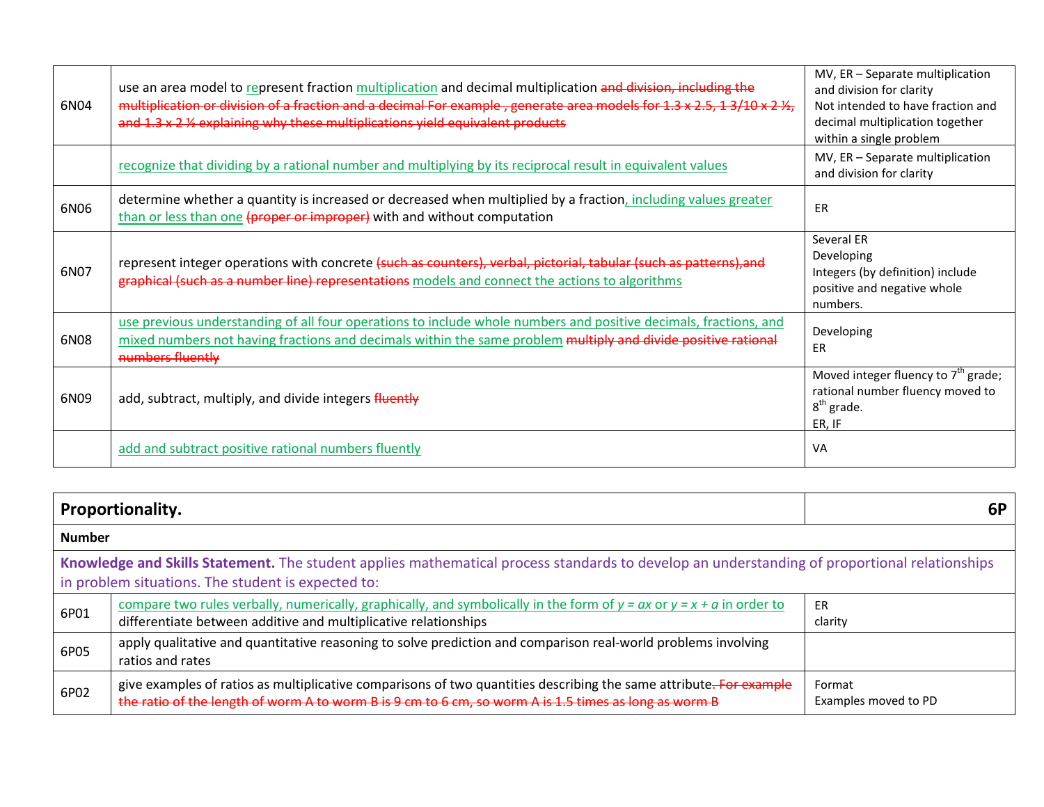| | | |
|---|---|---|
| 6N04 | use an area model to represent fraction multiplication and decimal multiplication ~~and division, including the multiplication or division of a fraction and a decimal For example , generate area models for 1.3 x 2.5, 1 3/10 x 2 ½, and 1.3 x 2 ½ explaining why these multiplications yield equivalent products~~ | MV, ER – Separate multiplication and division for clarity<br>Not intended to have fraction and decimal multiplication together within a single problem |
| | recognize that dividing by a rational number and multiplying by its reciprocal result in equivalent values | MV, ER – Separate multiplication and division for clarity |
| 6N06 | determine whether a quantity is increased or decreased when multiplied by a fraction, including values greater than or less than one ~~(proper or improper)~~ with and without computation | ER |
| 6N07 | represent integer operations with concrete ~~(such as counters), verbal, pictorial, tabular (such as patterns),and graphical (such as a number line) representations~~ models and connect the actions to algorithms | Several ER<br>Developing<br>Integers (by definition) include positive and negative whole numbers. |
| 6N08 | use previous understanding of all four operations to include whole numbers and positive decimals, fractions, and mixed numbers not having fractions and decimals within the same problem ~~multiply and divide positive rational numbers fluently~~ | Developing<br>ER |
| 6N09 | add, subtract, multiply, and divide integers ~~fluently~~ | Moved integer fluency to 7th grade; rational number fluency moved to 8th grade.<br>ER, IF |
| | add and subtract positive rational numbers fluently | VA |

| **Proportionality.** | | **6P** |
|---|---|---|
| **Number** | | |
| **Knowledge and Skills Statement.** The student applies mathematical process standards to develop an understanding of proportional relationships in problem situations. The student is expected to: | | |
| 6P01 | compare two rules verbally, numerically, graphically, and symbolically in the form of $y = ax$ or $y = x + a$ in order to differentiate between additive and multiplicative relationships | ER<br>clarity |
| 6P05 | apply qualitative and quantitative reasoning to solve prediction and comparison real-world problems involving ratios and rates | |
| 6P02 | give examples of ratios as multiplicative comparisons of two quantities describing the same attribute~~. For example the ratio of the length of worm A to worm B is 9 cm to 6 cm, so worm A is 1.5 times as long as worm B~~ | Format<br>Examples moved to PD |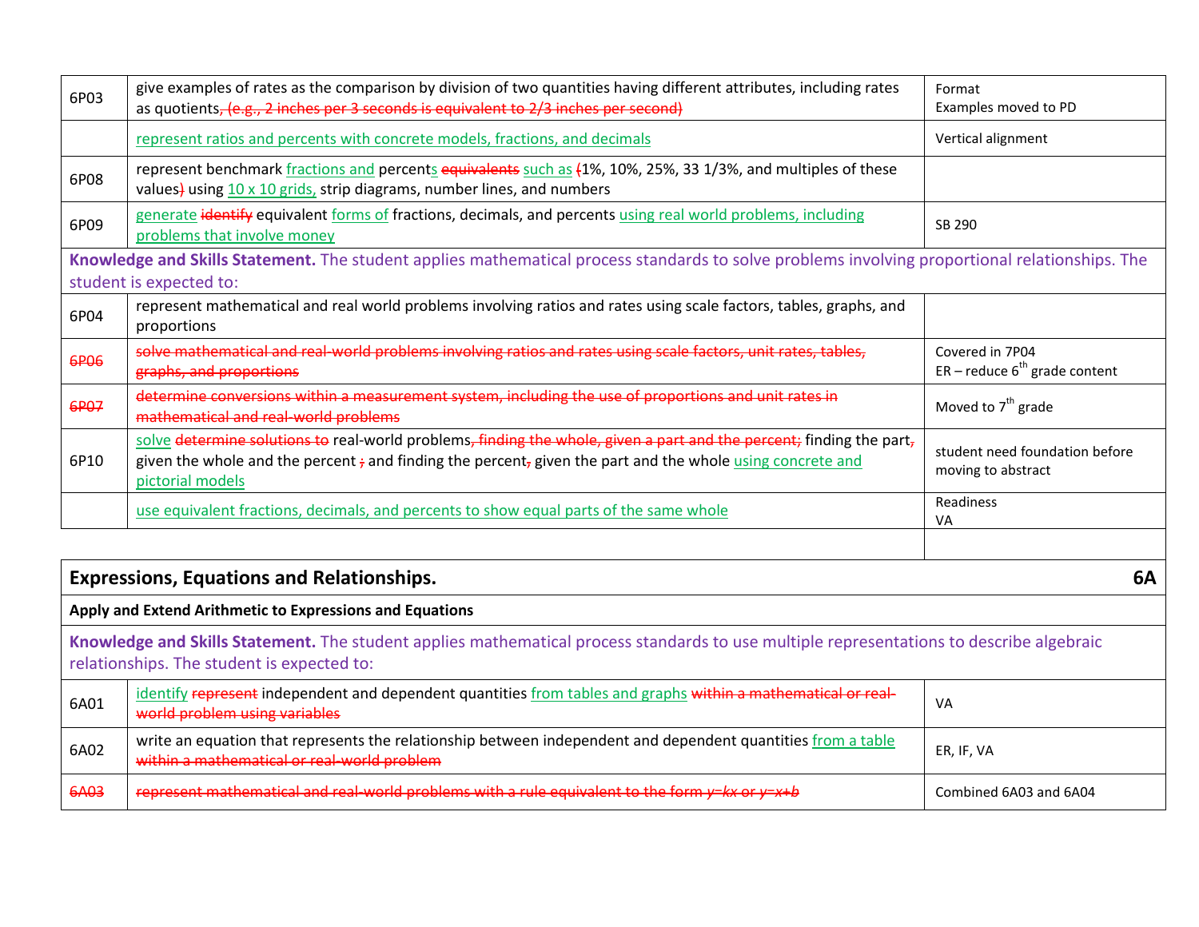| | | |
|---|---|---|
| 6P03 | give examples of rates as the comparison by division of two quantities having different attributes, including rates as quotients~~, (e.g., 2 inches per 3 seconds is equivalent to 2/3 inches per second)~~ | Format<br>Examples moved to PD |
| | <u>represent ratios and percents with concrete models, fractions, and decimals</u> | Vertical alignment |
| 6P08 | represent benchmark <u>fractions and</u> percent<u>s</u> ~~equivalents~~ <u>such as</u> ~~(~~1%, 10%, 25%, 33 1/3%, and multiples of these values~~)~~ using <u>10 x 10 grids,</u> strip diagrams, number lines, and numbers | |
| 6P09 | <u>generate</u> ~~identify~~ equivalent <u>forms of</u> fractions, decimals, and percents <u>using real world problems, including problems that involve money</u> | SB 290 |
| **Knowledge and Skills Statement.** The student applies mathematical process standards to solve problems involving proportional relationships. The student is expected to: | | |
| 6P04 | represent mathematical and real world problems involving ratios and rates using scale factors, tables, graphs, and proportions | |
| ~~6P06~~ | ~~solve mathematical and real-world problems involving ratios and rates using scale factors, unit rates, tables, graphs, and proportions~~ | Covered in 7P04<br>ER – reduce 6th grade content |
| ~~6P07~~ | ~~determine conversions within a measurement system, including the use of proportions and unit rates in mathematical and real-world problems~~ | Moved to 7th grade |
| 6P10 | <u>solve</u> ~~determine solutions to~~ real-world problems~~, finding the whole, given a part and the percent;~~ finding the part~~,~~ given the whole and the percent ~~;~~ and finding the percent~~,~~ given the part and the whole <u>using concrete and pictorial models</u> | student need foundation before moving to abstract |
| | <u>use equivalent fractions, decimals, and percents to show equal parts of the same whole</u> | Readiness<br>VA |

| | | |
|---|---|---|
| **Expressions, Equations and Relationships.** | | **6A** |
| **Apply and Extend Arithmetic to Expressions and Equations** | | |
| **Knowledge and Skills Statement.** The student applies mathematical process standards to use multiple representations to describe algebraic relationships. The student is expected to: | | |
| 6A01 | <u>identify</u> ~~represent~~ independent and dependent quantities <u>from tables and graphs</u> ~~within a mathematical or real-world problem using variables~~ | VA |
| 6A02 | write an equation that represents the relationship between independent and dependent quantities <u>from a table</u> ~~within a mathematical or real-world problem~~ | ER, IF, VA |
| ~~6A03~~ | ~~represent mathematical and real-world problems with a rule equivalent to the form $y=kx$ or $y=x+b$~~ | Combined 6A03 and 6A04 |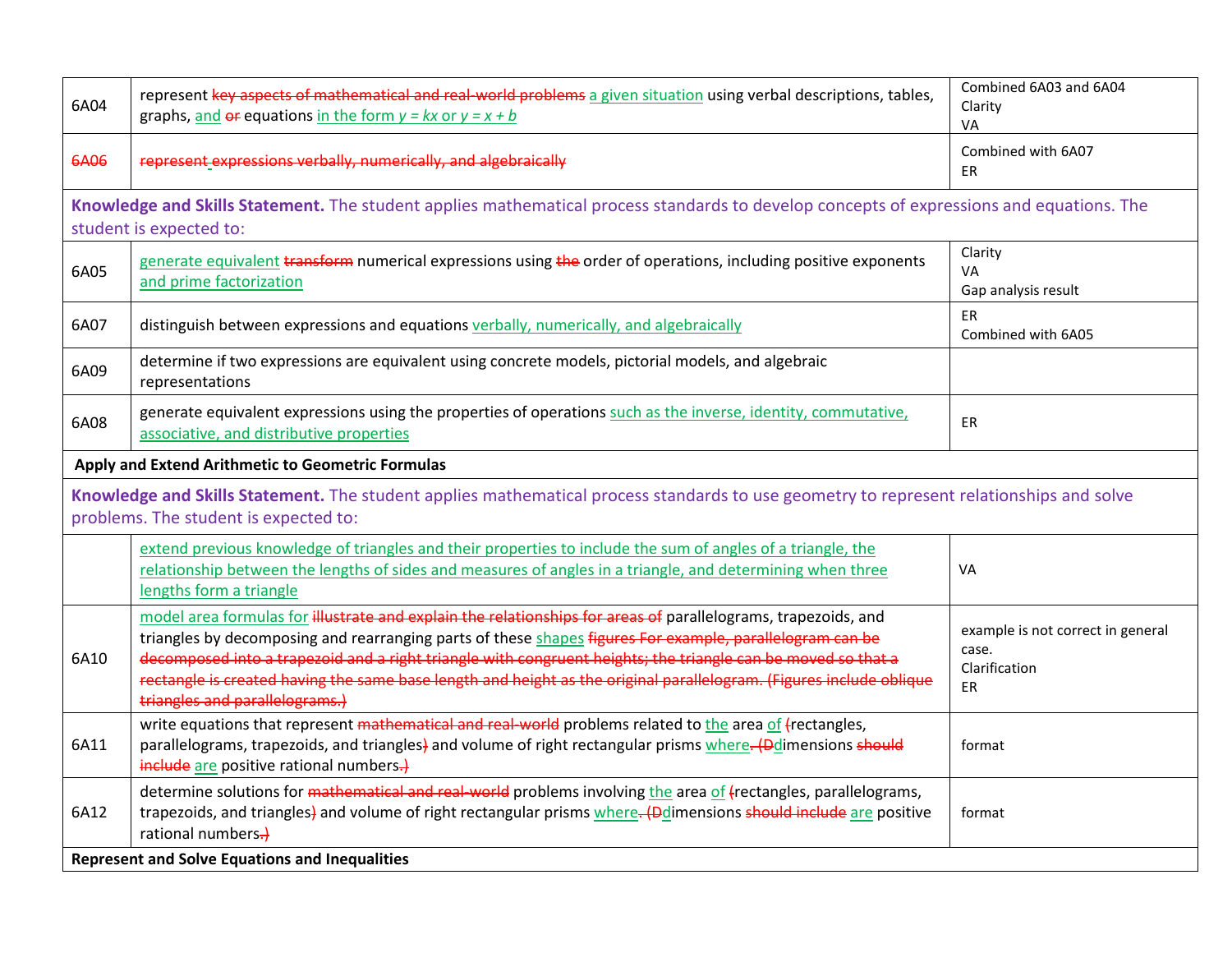| | | |
|---|---|---|
| 6A04 | represent ~~key aspects of mathematical and real-world problems~~ <u>a given situation</u> using verbal descriptions, tables, graphs, <u>and</u> ~~or~~ equations <u>in the form *y = kx* or *y = x + b*</u> | Combined 6A03 and 6A04<br>Clarity<br>VA |
| ~~6A06~~ | ~~represent expressions verbally, numerically, and algebraically~~ | Combined with 6A07<br>ER |
| **Knowledge and Skills Statement.** The student applies mathematical process standards to develop concepts of expressions and equations. The student is expected to: | | |
| 6A05 | <u>generate equivalent</u> ~~transform~~ numerical expressions using ~~the~~ order of operations, including positive exponents <u>and prime factorization</u> | Clarity<br>VA<br>Gap analysis result |
| 6A07 | distinguish between expressions and equations <u>verbally, numerically, and algebraically</u> | ER<br>Combined with 6A05 |
| 6A09 | determine if two expressions are equivalent using concrete models, pictorial models, and algebraic representations | |
| 6A08 | generate equivalent expressions using the properties of operations <u>such as the inverse, identity, commutative, associative, and distributive properties</u> | ER |
| **Apply and Extend Arithmetic to Geometric Formulas** | | |
| **Knowledge and Skills Statement.** The student applies mathematical process standards to use geometry to represent relationships and solve problems. The student is expected to: | | |
| | <u>extend previous knowledge of triangles and their properties to include the sum of angles of a triangle, the relationship between the lengths of sides and measures of angles in a triangle, and determining when three lengths form a triangle</u> | VA |
| 6A10 | <u>model area formulas for</u> ~~illustrate and explain the relationships for areas of~~ parallelograms, trapezoids, and triangles by decomposing and rearranging parts of these <u>shapes</u> ~~figures For example, parallelogram can be decomposed into a trapezoid and a right triangle with congruent heights; the triangle can be moved so that a rectangle is created having the same base length and height as the original parallelogram. (Figures include oblique triangles and parallelograms.)~~ | example is not correct in general case.<br>Clarification<br>ER |
| 6A11 | write equations that represent ~~mathematical and real-world~~ problems related to <u>the</u> area <u>of</u> ~~(~~rectangles, parallelograms, trapezoids, and triangles~~)~~ and volume of right rectangular prisms <u>where</u>~~. (D~~<u>d</u>imensions ~~should include~~ <u>are</u> positive rational numbers~~.)~~ | format |
| 6A12 | determine solutions for ~~mathematical and real-world~~ problems involving <u>the</u> area <u>of</u> ~~(~~rectangles, parallelograms, trapezoids, and triangles~~)~~ and volume of right rectangular prisms <u>where</u>~~. (D~~<u>d</u>imensions ~~should include~~ <u>are</u> positive rational numbers~~.)~~ | format |
| **Represent and Solve Equations and Inequalities** | | |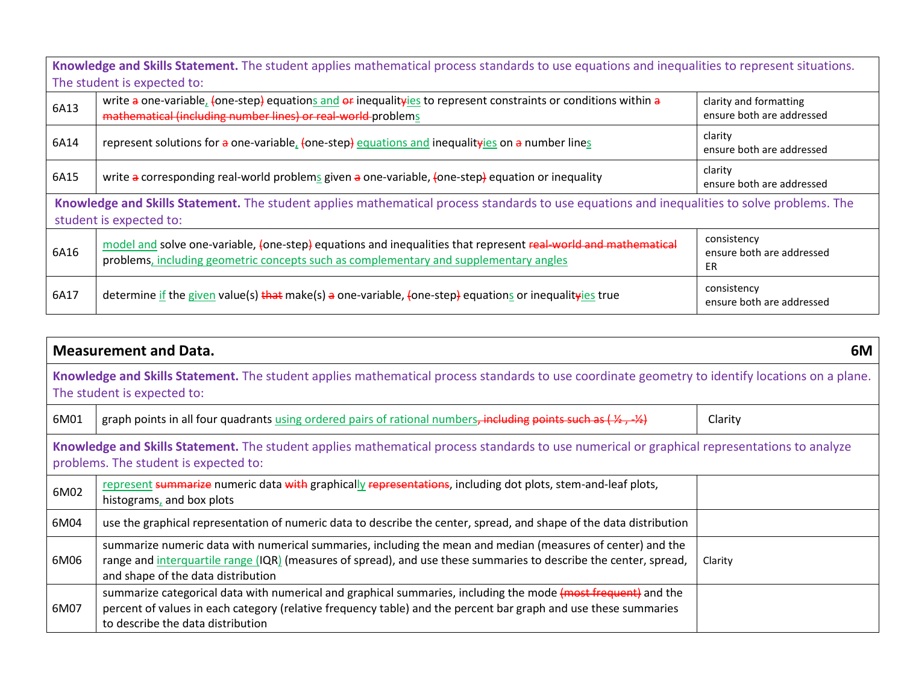| | | |
|---|---|---|
| **Knowledge and Skills Statement.** The student applies mathematical process standards to use equations and inequalities to represent situations. The student is expected to: | | |
| 6A13 | write a one-variable, (one-step) equations and or inequalityies to represent constraints or conditions within a mathematical (including number lines) or real-world problems | clarity and formatting<br>ensure both are addressed |
| 6A14 | represent solutions for a one-variable, (one-step) equations and inequalityies on a number lines | clarity<br>ensure both are addressed |
| 6A15 | write a corresponding real-world problems given a one-variable, (one-step) equation or inequality | clarity<br>ensure both are addressed |
| **Knowledge and Skills Statement.** The student applies mathematical process standards to use equations and inequalities to solve problems. The student is expected to: | | |
| 6A16 | model and solve one-variable, (one-step) equations and inequalities that represent real-world and mathematical problems, including geometric concepts such as complementary and supplementary angles | consistency<br>ensure both are addressed<br>ER |
| 6A17 | determine if the given value(s) that make(s) a one-variable, (one-step) equations or inequalityies true | consistency<br>ensure both are addressed |

| | | |
|---|---|---|
| **Measurement and Data.** | | **6M** |
| **Knowledge and Skills Statement.** The student applies mathematical process standards to use coordinate geometry to identify locations on a plane. The student is expected to: | | |
| 6M01 | graph points in all four quadrants using ordered pairs of rational numbers, including points such as ( ½ , -½) | Clarity |
| **Knowledge and Skills Statement.** The student applies mathematical process standards to use numerical or graphical representations to analyze problems. The student is expected to: | | |
| 6M02 | represent summarize numeric data with graphically representations, including dot plots, stem-and-leaf plots, histograms, and box plots | |
| 6M04 | use the graphical representation of numeric data to describe the center, spread, and shape of the data distribution | |
| 6M06 | summarize numeric data with numerical summaries, including the mean and median (measures of center) and the range and interquartile range (IQR) (measures of spread), and use these summaries to describe the center, spread, and shape of the data distribution | Clarity |
| 6M07 | summarize categorical data with numerical and graphical summaries, including the mode (most frequent) and the percent of values in each category (relative frequency table) and the percent bar graph and use these summaries to describe the data distribution | |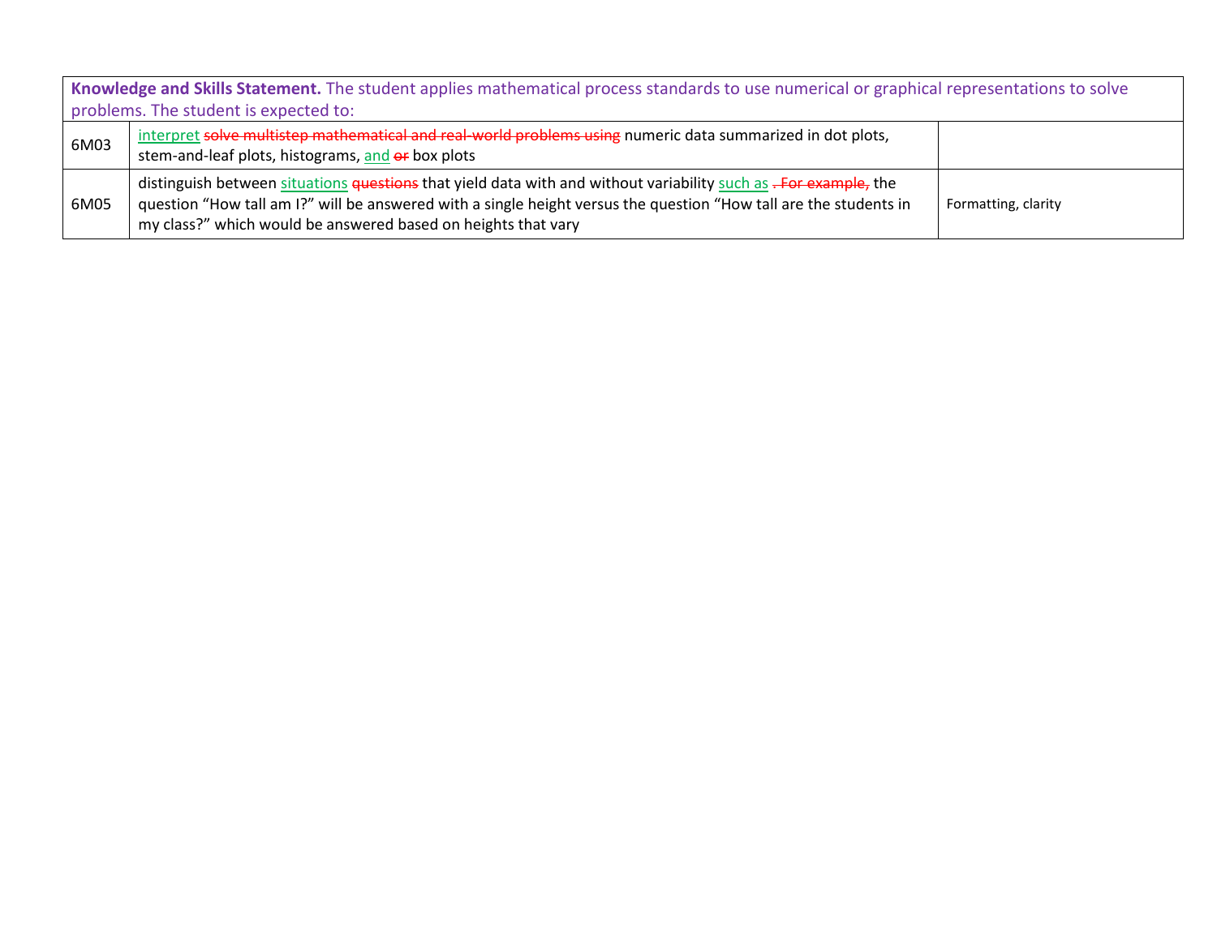| **Knowledge and Skills Statement.** The student applies mathematical process standards to use numerical or graphical representations to solve problems. The student is expected to: | | |
|---|---|---|
| 6M03 | interpret ~~solve multistep mathematical and real-world problems using~~ numeric data summarized in dot plots, stem-and-leaf plots, histograms, and ~~or~~ box plots | |
| 6M05 | distinguish between situations ~~questions~~ that yield data with and without variability such as ~~. For example,~~ the question “How tall am I?” will be answered with a single height versus the question “How tall are the students in my class?” which would be answered based on heights that vary | Formatting, clarity |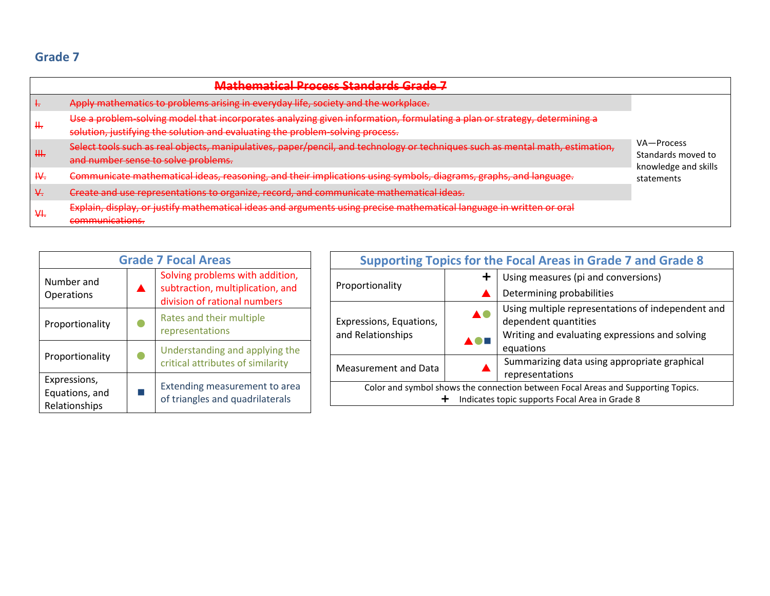## Grade 7

| Mathematical Process Standards Grade 7 | | |
|---|---|---|
| ~~I.~~ | ~~Apply mathematics to problems arising in everyday life, society and the workplace.~~ | VA—Process Standards moved to knowledge and skills statements |
| ~~II.~~ | ~~Use a problem-solving model that incorporates analyzing given information, formulating a plan or strategy, determining a solution, justifying the solution and evaluating the problem-solving process.~~ | |
| ~~III.~~ | ~~Select tools such as real objects, manipulatives, paper/pencil, and technology or techniques such as mental math, estimation, and number sense to solve problems.~~ | |
| ~~IV.~~ | ~~Communicate mathematical ideas, reasoning, and their implications using symbols, diagrams, graphs, and language.~~ | |
| ~~V.~~ | ~~Create and use representations to organize, record, and communicate mathematical ideas.~~ | |
| ~~VI.~~ | ~~Explain, display, or justify mathematical ideas and arguments using precise mathematical language in written or oral communications.~~ | |

| Grade 7 Focal Areas | | |
|---|---|---|
| Number and Operations | ▲ | Solving problems with addition, subtraction, multiplication, and division of rational numbers |
| Proportionality | ● | Rates and their multiple representations |
| Proportionality | ● | Understanding and applying the critical attributes of similarity |
| Expressions, Equations, and Relationships | ■ | Extending measurement to area of triangles and quadrilaterals |

| Supporting Topics for the Focal Areas in Grade 7 and Grade 8 | | |
|---|---|---|
| Proportionality | + | Using measures (pi and conversions) |
| | ▲ | Determining probabilities |
| Expressions, Equations, and Relationships | ▲● | Using multiple representations of independent and dependent quantities |
| | ▲●■ | Writing and evaluating expressions and solving equations |
| Measurement and Data | ▲ | Summarizing data using appropriate graphical representations |
| Color and symbol shows the connection between Focal Areas and Supporting Topics. + Indicates topic supports Focal Area in Grade 8 | | |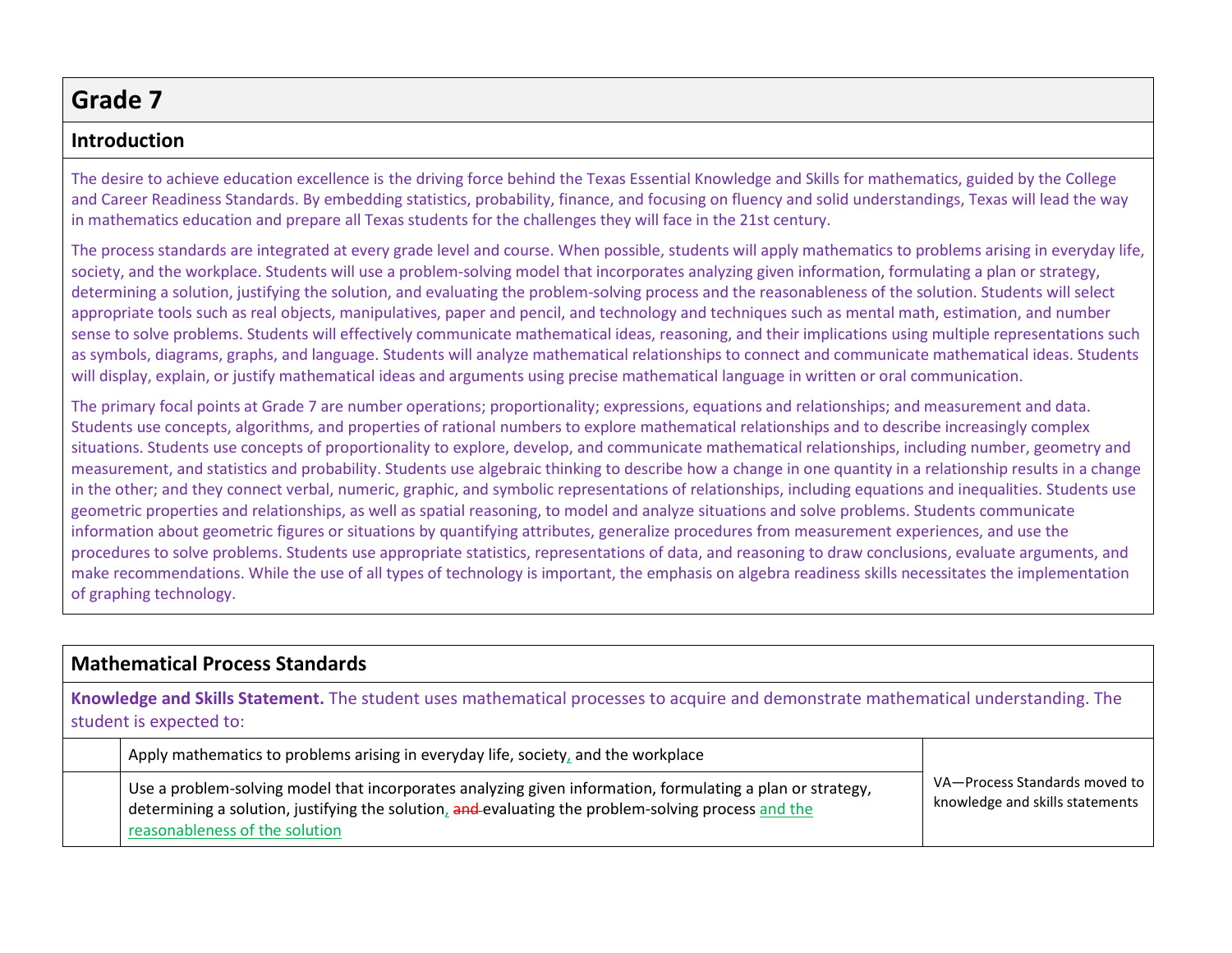# Grade 7

## Introduction

The desire to achieve education excellence is the driving force behind the Texas Essential Knowledge and Skills for mathematics, guided by the College and Career Readiness Standards. By embedding statistics, probability, finance, and focusing on fluency and solid understandings, Texas will lead the way in mathematics education and prepare all Texas students for the challenges they will face in the 21st century.

The process standards are integrated at every grade level and course. When possible, students will apply mathematics to problems arising in everyday life, society, and the workplace. Students will use a problem-solving model that incorporates analyzing given information, formulating a plan or strategy, determining a solution, justifying the solution, and evaluating the problem-solving process and the reasonableness of the solution. Students will select appropriate tools such as real objects, manipulatives, paper and pencil, and technology and techniques such as mental math, estimation, and number sense to solve problems. Students will effectively communicate mathematical ideas, reasoning, and their implications using multiple representations such as symbols, diagrams, graphs, and language. Students will analyze mathematical relationships to connect and communicate mathematical ideas. Students will display, explain, or justify mathematical ideas and arguments using precise mathematical language in written or oral communication.

The primary focal points at Grade 7 are number operations; proportionality; expressions, equations and relationships; and measurement and data. Students use concepts, algorithms, and properties of rational numbers to explore mathematical relationships and to describe increasingly complex situations. Students use concepts of proportionality to explore, develop, and communicate mathematical relationships, including number, geometry and measurement, and statistics and probability. Students use algebraic thinking to describe how a change in one quantity in a relationship results in a change in the other; and they connect verbal, numeric, graphic, and symbolic representations of relationships, including equations and inequalities. Students use geometric properties and relationships, as well as spatial reasoning, to model and analyze situations and solve problems. Students communicate information about geometric figures or situations by quantifying attributes, generalize procedures from measurement experiences, and use the procedures to solve problems. Students use appropriate statistics, representations of data, and reasoning to draw conclusions, evaluate arguments, and make recommendations. While the use of all types of technology is important, the emphasis on algebra readiness skills necessitates the implementation of graphing technology.

## Mathematical Process Standards

**Knowledge and Skills Statement.** The student uses mathematical processes to acquire and demonstrate mathematical understanding. The student is expected to:

| | | |
|---|---|---|
| | Apply mathematics to problems arising in everyday life, society, and the workplace | VA—Process Standards moved to knowledge and skills statements |
| | Use a problem-solving model that incorporates analyzing given information, formulating a plan or strategy, determining a solution, justifying the solution, ~~and~~ evaluating the problem-solving process and the reasonableness of the solution | |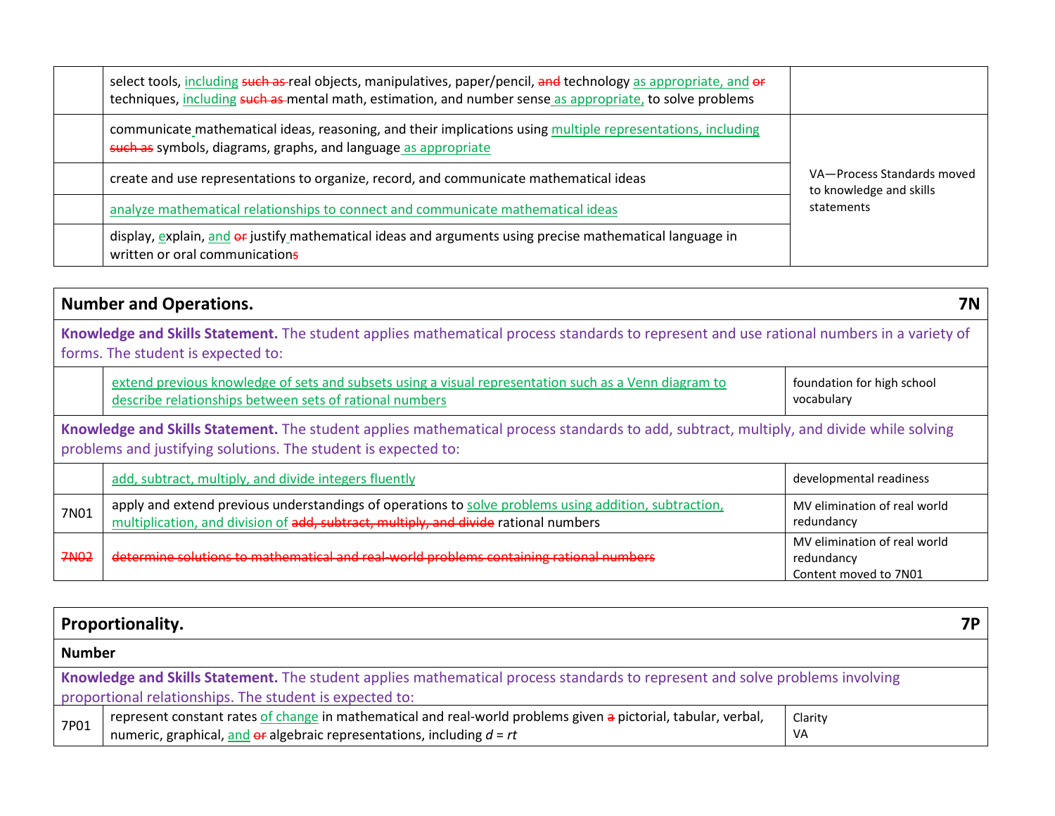| | | |
|---|---|---|
| | select tools, including ~~such as~~ real objects, manipulatives, paper/pencil, ~~and~~ technology as appropriate, and ~~or~~ techniques, including ~~such as~~ mental math, estimation, and number sense as appropriate, to solve problems | |
| | communicate mathematical ideas, reasoning, and their implications using multiple representations, including ~~such as~~ symbols, diagrams, graphs, and language as appropriate | VA—Process Standards moved to knowledge and skills statements |
| | create and use representations to organize, record, and communicate mathematical ideas | |
| | analyze mathematical relationships to connect and communicate mathematical ideas | |
| | display, explain, and ~~or~~ justify mathematical ideas and arguments using precise mathematical language in written or oral communications~~s~~ | |

| **Number and Operations.** | | **7N** |
|---|---|---|
| **Knowledge and Skills Statement.** The student applies mathematical process standards to represent and use rational numbers in a variety of forms. The student is expected to: | | |
| | extend previous knowledge of sets and subsets using a visual representation such as a Venn diagram to describe relationships between sets of rational numbers | foundation for high school vocabulary |
| **Knowledge and Skills Statement.** The student applies mathematical process standards to add, subtract, multiply, and divide while solving problems and justifying solutions. The student is expected to: | | |
| | add, subtract, multiply, and divide integers fluently | developmental readiness |
| 7N01 | apply and extend previous understandings of operations to solve problems using addition, subtraction, multiplication, and division of ~~add, subtract, multiply, and divide~~ rational numbers | MV elimination of real world redundancy |
| ~~7N02~~ | ~~determine solutions to mathematical and real-world problems containing rational numbers~~ | MV elimination of real world redundancy<br>Content moved to 7N01 |

| **Proportionality.** | | **7P** |
|---|---|---|
| **Number** | | |
| **Knowledge and Skills Statement.** The student applies mathematical process standards to represent and solve problems involving proportional relationships. The student is expected to: | | |
| 7P01 | represent constant rates of change in mathematical and real-world problems given ~~a~~ pictorial, tabular, verbal, numeric, graphical, and ~~or~~ algebraic representations, including $d = rt$ | Clarity<br>VA |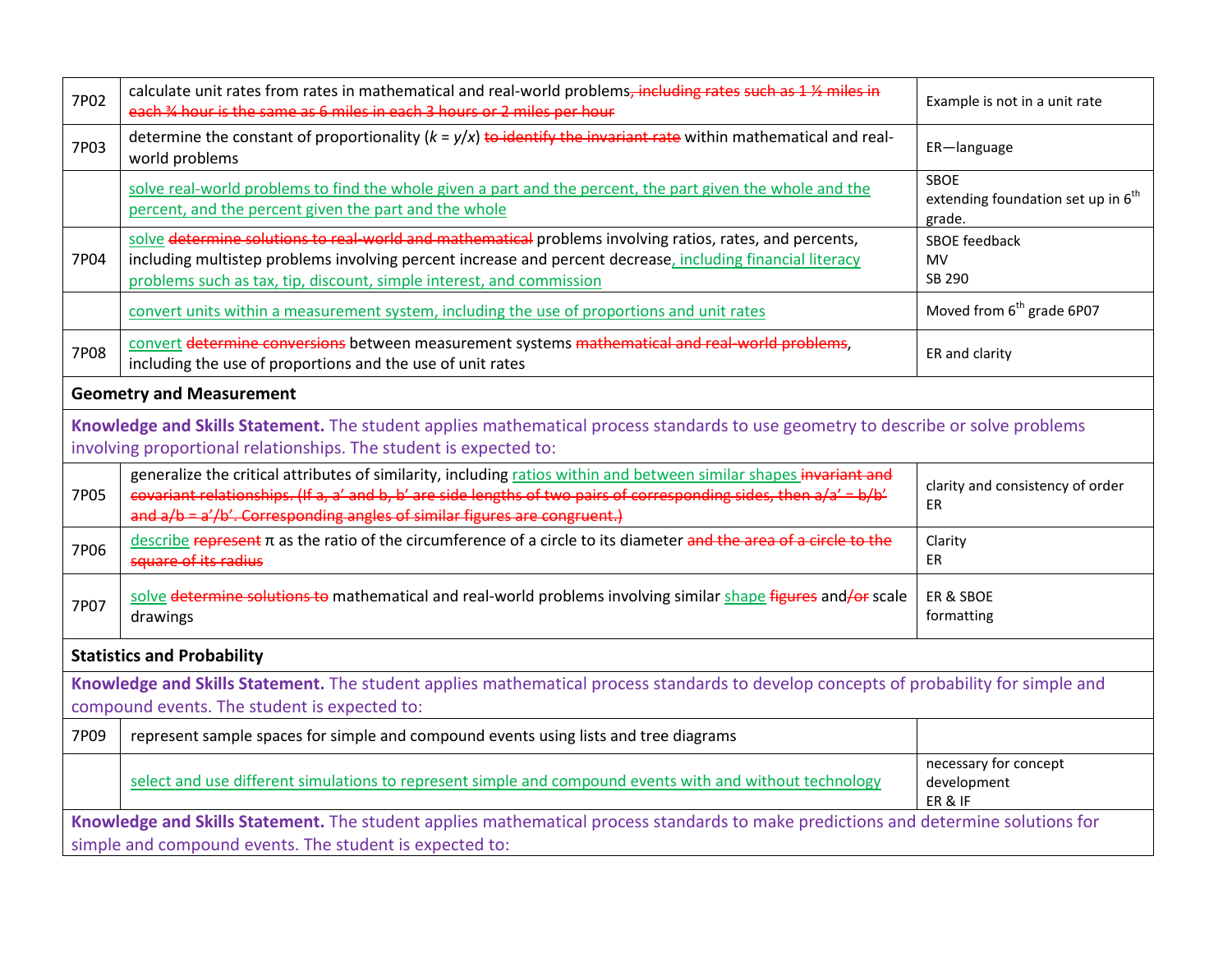| | | |
|---|---|---|
| 7P02 | calculate unit rates from rates in mathematical and real-world problems~~, including rates such as 1 ½ miles in each ¾ hour is the same as 6 miles in each 3 hours or 2 miles per hour~~ | Example is not in a unit rate |
| 7P03 | determine the constant of proportionality ($k = y/x$) ~~to identify the invariant rate~~ within mathematical and real-world problems | ER—language |
| | solve real-world problems to find the whole given a part and the percent, the part given the whole and the percent, and the percent given the part and the whole | SBOE<br>extending foundation set up in 6th grade. |
| 7P04 | solve ~~determine solutions to real-world and mathematical~~ problems involving ratios, rates, and percents, including multistep problems involving percent increase and percent decrease, including financial literacy problems such as tax, tip, discount, simple interest, and commission | SBOE feedback<br>MV<br>SB 290 |
| | convert units within a measurement system, including the use of proportions and unit rates | Moved from 6th grade 6P07 |
| 7P08 | convert ~~determine conversions~~ between measurement systems ~~mathematical and real-world problems~~, including the use of proportions and the use of unit rates | ER and clarity |
| **Geometry and Measurement** | | |
| **Knowledge and Skills Statement.** The student applies mathematical process standards to use geometry to describe or solve problems involving proportional relationships. The student is expected to: | | |
| 7P05 | generalize the critical attributes of similarity, including ratios within and between similar shapes ~~invariant and covariant relationships. (If a, a' and b, b' are side lengths of two pairs of corresponding sides, then a/a' = b/b' and a/b = a'/b'. Corresponding angles of similar figures are congruent.)~~ | clarity and consistency of order<br>ER |
| 7P06 | describe ~~represent~~ π as the ratio of the circumference of a circle to its diameter ~~and the area of a circle to the square of its radius~~ | Clarity<br>ER |
| 7P07 | solve ~~determine solutions to~~ mathematical and real-world problems involving similar shape ~~figures~~ and~~/or~~ scale drawings | ER & SBOE<br>formatting |
| **Statistics and Probability** | | |
| **Knowledge and Skills Statement.** The student applies mathematical process standards to develop concepts of probability for simple and compound events. The student is expected to: | | |
| 7P09 | represent sample spaces for simple and compound events using lists and tree diagrams | |
| | select and use different simulations to represent simple and compound events with and without technology | necessary for concept development<br>ER & IF |
| **Knowledge and Skills Statement.** The student applies mathematical process standards to make predictions and determine solutions for simple and compound events. The student is expected to: | | |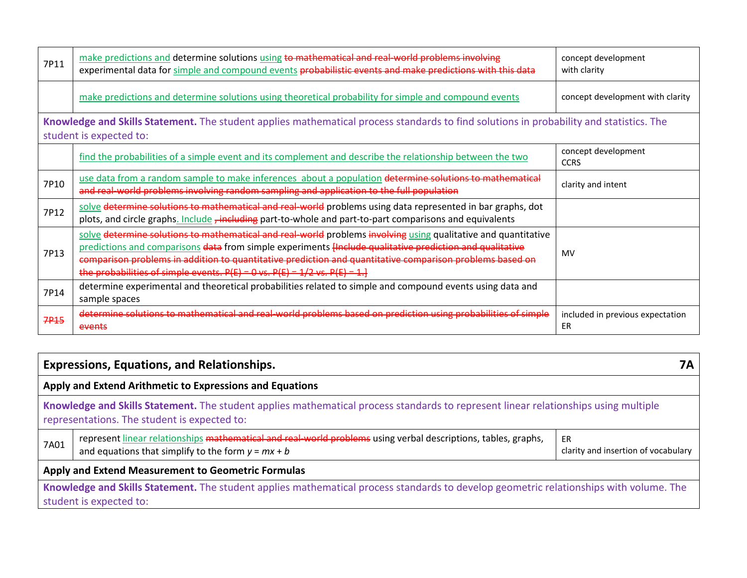| | | |
|---|---|---|
| 7P11 | make predictions and determine solutions using ~~to mathematical and real-world problems involving~~ experimental data for simple and compound events ~~probabilistic events and make predictions with this data~~ | concept development with clarity |
| | make predictions and determine solutions using theoretical probability for simple and compound events | concept development with clarity |
| **Knowledge and Skills Statement.** The student applies mathematical process standards to find solutions in probability and statistics. The student is expected to: | | |
| | find the probabilities of a simple event and its complement and describe the relationship between the two | concept development CCRS |
| 7P10 | use data from a random sample to make inferences about a population ~~determine solutions to mathematical and real-world problems involving random sampling and application to the full population~~ | clarity and intent |
| 7P12 | solve ~~determine solutions to mathematical and real-world~~ problems using data represented in bar graphs, dot plots, and circle graphs. Include ~~, including~~ part-to-whole and part-to-part comparisons and equivalents | |
| 7P13 | solve ~~determine solutions to mathematical and real-world~~ problems ~~involving~~ using qualitative and quantitative predictions and comparisons ~~data~~ from simple experiments ~~[Include qualitative prediction and qualitative comparison problems in addition to quantitative prediction and quantitative comparison problems based on the probabilities of simple events. P(E) = 0 vs. P(E) = 1/2 vs. P(E) = 1.]~~ | MV |
| 7P14 | determine experimental and theoretical probabilities related to simple and compound events using data and sample spaces | |
| ~~7P15~~ | ~~determine solutions to mathematical and real-world problems based on prediction using probabilities of simple events~~ | included in previous expectation ER |

| | | |
|---|---|---|
| **Expressions, Equations, and Relationships.** | | **7A** |
| **Apply and Extend Arithmetic to Expressions and Equations** | | |
| **Knowledge and Skills Statement.** The student applies mathematical process standards to represent linear relationships using multiple representations. The student is expected to: | | |
| 7A01 | represent linear relationships ~~mathematical and real-world problems~~ using verbal descriptions, tables, graphs, and equations that simplify to the form $y = mx + b$ | ER clarity and insertion of vocabulary |
| **Apply and Extend Measurement to Geometric Formulas** | | |
| **Knowledge and Skills Statement.** The student applies mathematical process standards to develop geometric relationships with volume. The student is expected to: | | |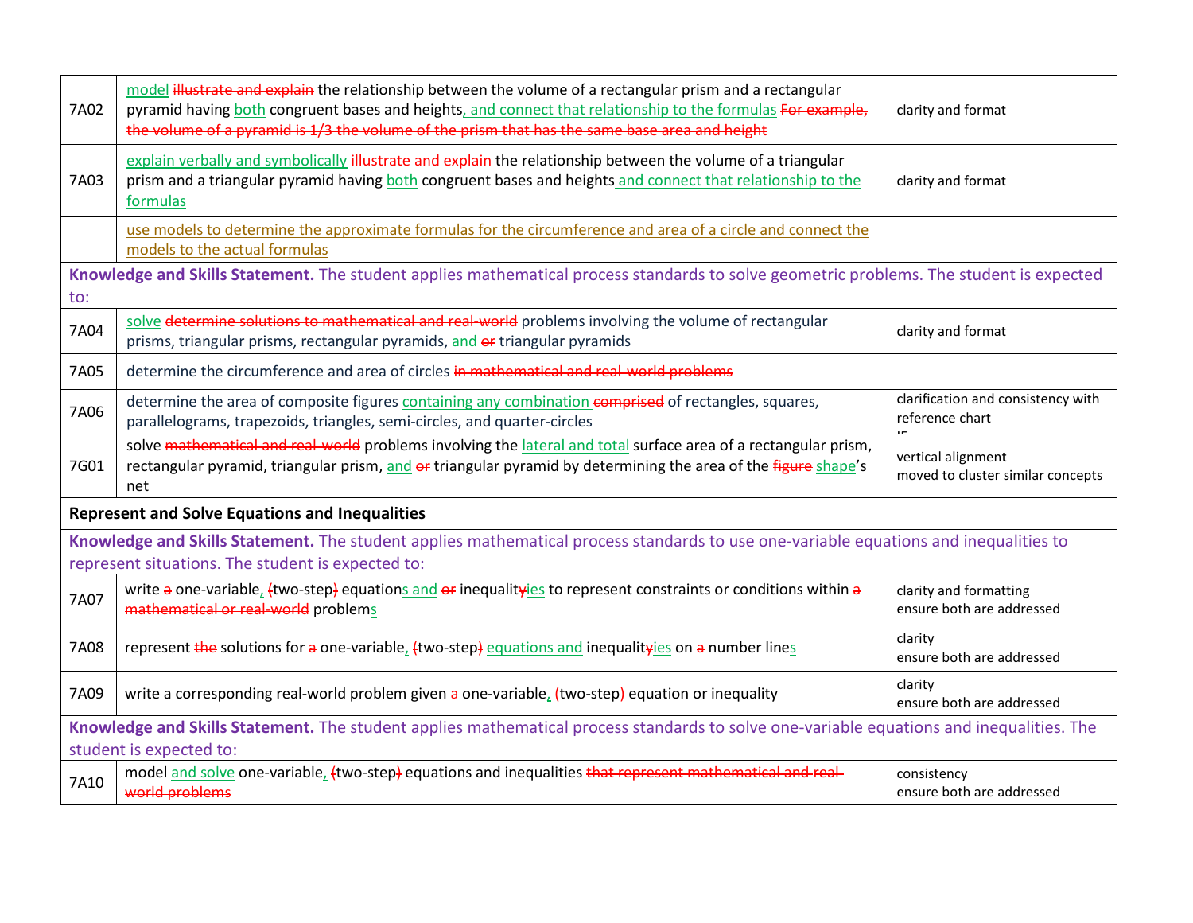| | | |
|---|---|---|
| 7A02 | model ~~illustrate and explain~~ the relationship between the volume of a rectangular prism and a rectangular pyramid having both congruent bases and heights, and connect that relationship to the formulas ~~For example, the volume of a pyramid is 1/3 the volume of the prism that has the same base area and height~~ | clarity and format |
| 7A03 | explain verbally and symbolically ~~illustrate and explain~~ the relationship between the volume of a triangular prism and a triangular pyramid having both congruent bases and heights and connect that relationship to the formulas | clarity and format |
| | use models to determine the approximate formulas for the circumference and area of a circle and connect the models to the actual formulas | |

**Knowledge and Skills Statement.** The student applies mathematical process standards to solve geometric problems. The student is expected to:

| | | |
|---|---|---|
| 7A04 | solve ~~determine solutions to mathematical and real-world~~ problems involving the volume of rectangular prisms, triangular prisms, rectangular pyramids, and ~~or~~ triangular pyramids | clarity and format |
| 7A05 | determine the circumference and area of circles ~~in mathematical and real-world problems~~ | |
| 7A06 | determine the area of composite figures containing any combination ~~comprised~~ of rectangles, squares, parallelograms, trapezoids, triangles, semi-circles, and quarter-circles | clarification and consistency with reference chart |
| 7G01 | solve ~~mathematical and real-world~~ problems involving the lateral and total surface area of a rectangular prism, rectangular pyramid, triangular prism, and ~~or~~ triangular pyramid by determining the area of the ~~figure~~ shape's net | vertical alignment<br>moved to cluster similar concepts |

**Represent and Solve Equations and Inequalities**

**Knowledge and Skills Statement.** The student applies mathematical process standards to use one-variable equations and inequalities to represent situations. The student is expected to:

| | | |
|---|---|---|
| 7A07 | write ~~a~~ one-variable, ~~(~~two-step~~)~~ equations and ~~or~~ inequalit~~y~~ies to represent constraints or conditions within ~~a mathematical or real-world~~ problems | clarity and formatting<br>ensure both are addressed |
| 7A08 | represent ~~the~~ solutions for ~~a~~ one-variable, ~~(~~two-step~~)~~ equations and inequalit~~y~~ies on ~~a~~ number lines | clarity<br>ensure both are addressed |
| 7A09 | write a corresponding real-world problem given ~~a~~ one-variable, ~~(~~two-step~~)~~ equation or inequality | clarity<br>ensure both are addressed |

**Knowledge and Skills Statement.** The student applies mathematical process standards to solve one-variable equations and inequalities. The student is expected to:

| | | |
|---|---|---|
| 7A10 | model and solve one-variable, ~~(~~two-step~~)~~ equations and inequalities ~~that represent mathematical and real-world problems~~ | consistency<br>ensure both are addressed |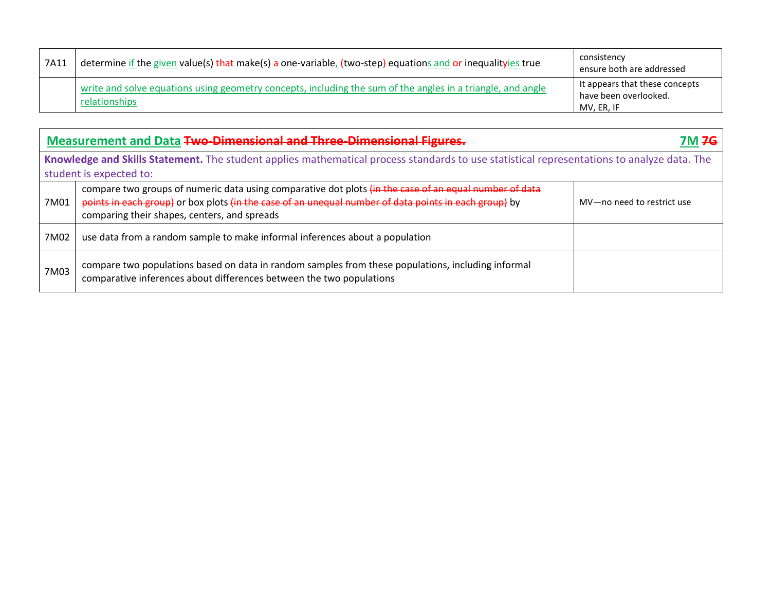| | | |
|---|---|---|
| 7A11 | determine ~~that~~ if the given value(s) ~~that~~ make(s) ~~a~~ one-variable, ~~(~~two-step~~)~~ equations and ~~or~~ inequalit~~y~~ies true | consistency<br>ensure both are addressed |
| | write and solve equations using geometry concepts, including the sum of the angles in a triangle, and angle relationships | It appears that these concepts have been overlooked.<br>MV, ER, IF |

| | | |
|---|---|---|
| **Measurement and Data** ~~Two-Dimensional and Three-Dimensional Figures.~~ | | **7M** ~~7G~~ |
| **Knowledge and Skills Statement.** The student applies mathematical process standards to use statistical representations to analyze data. The student is expected to: | | |
| 7M01 | compare two groups of numeric data using comparative dot plots ~~(in the case of an equal number of data points in each group)~~ or box plots ~~(in the case of an unequal number of data points in each group)~~ by comparing their shapes, centers, and spreads | MV—no need to restrict use |
| 7M02 | use data from a random sample to make informal inferences about a population | |
| 7M03 | compare two populations based on data in random samples from these populations, including informal comparative inferences about differences between the two populations | |